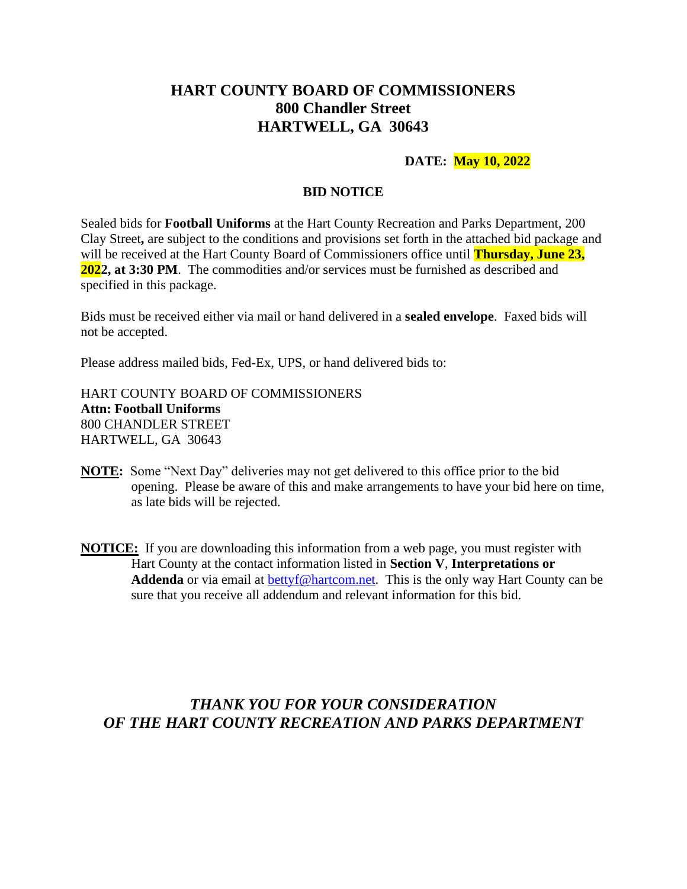# HART COUNTY BOARD OF COMMISSIONERS
# 800 Chandler Street
# HARTWELL, GA 30643

**DATE: May 10, 2022**

**BID NOTICE**

Sealed bids for **Football Uniforms** at the Hart County Recreation and Parks Department, 200 Clay Street**,** are subject to the conditions and provisions set forth in the attached bid package and will be received at the Hart County Board of Commissioners office until **Thursday, June 23, 2022, at 3:30 PM**. The commodities and/or services must be furnished as described and specified in this package.

Bids must be received either via mail or hand delivered in a **sealed envelope**. Faxed bids will not be accepted.

Please address mailed bids, Fed-Ex, UPS, or hand delivered bids to:

HART COUNTY BOARD OF COMMISSIONERS
**Attn: Football Uniforms**
800 CHANDLER STREET
HARTWELL, GA 30643

**NOTE:** Some "Next Day" deliveries may not get delivered to this office prior to the bid opening. Please be aware of this and make arrangements to have your bid here on time, as late bids will be rejected.

**NOTICE:** If you are downloading this information from a web page, you must register with Hart County at the contact information listed in **Section V**, **Interpretations or Addenda** or via email at bettyf@hartcom.net. This is the only way Hart County can be sure that you receive all addendum and relevant information for this bid.

***THANK YOU FOR YOUR CONSIDERATION OF THE HART COUNTY RECREATION AND PARKS DEPARTMENT***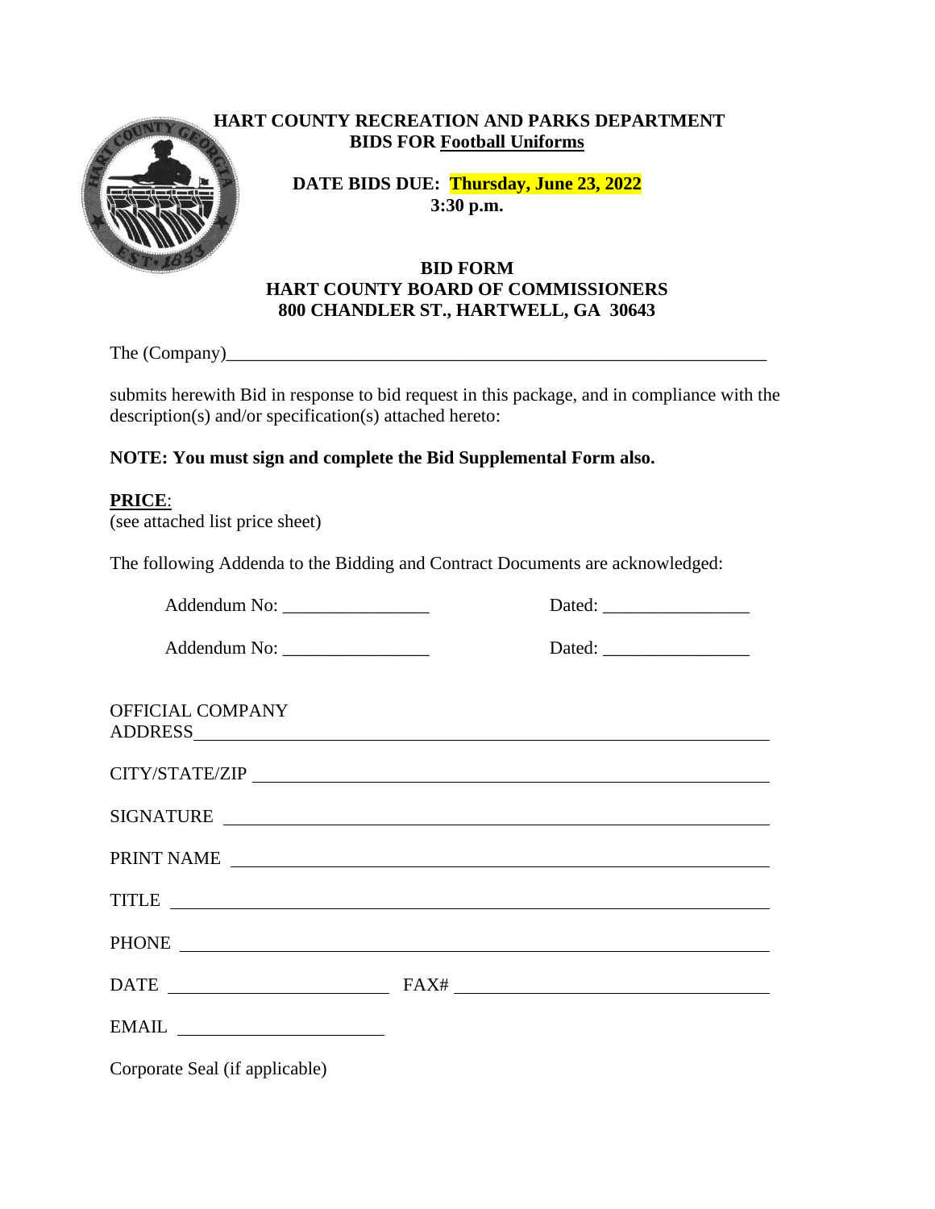**HART COUNTY RECREATION AND PARKS DEPARTMENT**
**BIDS FOR Football Uniforms**

**DATE BIDS DUE: Thursday, June 23, 2022**
**3:30 p.m.**

**BID FORM**
**HART COUNTY BOARD OF COMMISSIONERS**
**800 CHANDLER ST., HARTWELL, GA 30643**

The (Company)\_\_\_\_\_\_\_\_\_\_\_\_\_\_\_\_\_\_\_\_\_\_\_\_\_\_\_\_\_\_\_\_\_\_\_\_\_\_\_\_\_\_\_\_\_\_\_\_\_\_\_\_\_\_\_\_\_\_

submits herewith Bid in response to bid request in this package, and in compliance with the description(s) and/or specification(s) attached hereto:

**NOTE: You must sign and complete the Bid Supplemental Form also.**

**PRICE**:
(see attached list price sheet)

The following Addenda to the Bidding and Contract Documents are acknowledged:

Addenda No: \_\_\_\_\_\_\_\_\_\_\_\_\_\_\_\_ Dated: \_\_\_\_\_\_\_\_\_\_\_\_\_\_\_\_

Addenda No: \_\_\_\_\_\_\_\_\_\_\_\_\_\_\_\_ Dated: \_\_\_\_\_\_\_\_\_\_\_\_\_\_\_\_

OFFICIAL COMPANY
ADDRESS\_\_\_\_\_\_\_\_\_\_\_\_\_\_\_\_\_\_\_\_\_\_\_\_\_\_\_\_\_\_\_\_\_\_\_\_\_\_\_\_\_\_\_\_\_\_\_\_\_\_\_\_\_\_\_\_

CITY/STATE/ZIP \_\_\_\_\_\_\_\_\_\_\_\_\_\_\_\_\_\_\_\_\_\_\_\_\_\_\_\_\_\_\_\_\_\_\_\_\_\_\_\_\_\_\_\_\_\_\_\_

SIGNATURE \_\_\_\_\_\_\_\_\_\_\_\_\_\_\_\_\_\_\_\_\_\_\_\_\_\_\_\_\_\_\_\_\_\_\_\_\_\_\_\_\_\_\_\_\_\_\_\_\_\_\_\_

PRINT NAME \_\_\_\_\_\_\_\_\_\_\_\_\_\_\_\_\_\_\_\_\_\_\_\_\_\_\_\_\_\_\_\_\_\_\_\_\_\_\_\_\_\_\_\_\_\_\_\_\_\_\_

TITLE \_\_\_\_\_\_\_\_\_\_\_\_\_\_\_\_\_\_\_\_\_\_\_\_\_\_\_\_\_\_\_\_\_\_\_\_\_\_\_\_\_\_\_\_\_\_\_\_\_\_\_\_\_\_\_\_\_\_

PHONE \_\_\_\_\_\_\_\_\_\_\_\_\_\_\_\_\_\_\_\_\_\_\_\_\_\_\_\_\_\_\_\_\_\_\_\_\_\_\_\_\_\_\_\_\_\_\_\_\_\_\_\_\_\_\_\_\_

DATE \_\_\_\_\_\_\_\_\_\_\_\_\_\_\_\_\_\_\_\_\_\_ FAX# \_\_\_\_\_\_\_\_\_\_\_\_\_\_\_\_\_\_\_\_\_\_\_\_\_\_\_\_\_\_\_

EMAIL \_\_\_\_\_\_\_\_\_\_\_\_\_\_\_\_\_\_\_\_\_\_

Corporate Seal (if applicable)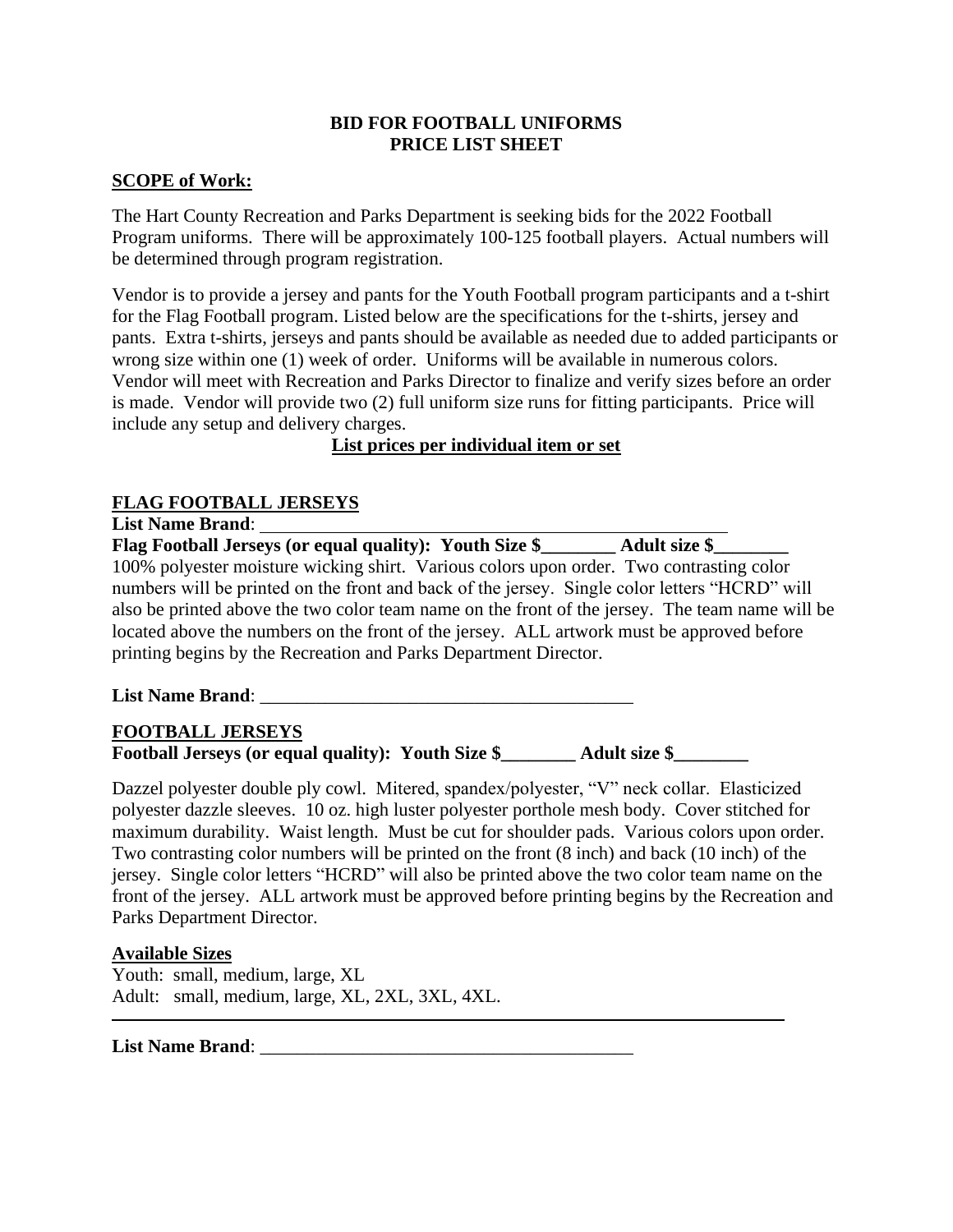**BID FOR FOOTBALL UNIFORMS**
**PRICE LIST SHEET**

**SCOPE of Work:**

The Hart County Recreation and Parks Department is seeking bids for the 2022 Football Program uniforms. There will be approximately 100-125 football players. Actual numbers will be determined through program registration.

Vendor is to provide a jersey and pants for the Youth Football program participants and a t-shirt for the Flag Football program. Listed below are the specifications for the t-shirts, jersey and pants. Extra t-shirts, jerseys and pants should be available as needed due to added participants or wrong size within one (1) week of order. Uniforms will be available in numerous colors. Vendor will meet with Recreation and Parks Director to finalize and verify sizes before an order is made. Vendor will provide two (2) full uniform size runs for fitting participants. Price will include any setup and delivery charges.

**List prices per individual item or set**

**FLAG FOOTBALL JERSEYS**

**List Name Brand**: ______________________________________________________

**Flag Football Jerseys (or equal quality): Youth Size $________ Adult size $________**

100% polyester moisture wicking shirt. Various colors upon order. Two contrasting color numbers will be printed on the front and back of the jersey. Single color letters "HCRD" will also be printed above the two color team name on the front of the jersey. The team name will be located above the numbers on the front of the jersey. ALL artwork must be approved before printing begins by the Recreation and Parks Department Director.

**List Name Brand**: ________________________________________

**FOOTBALL JERSEYS**

**Football Jerseys (or equal quality): Youth Size $________ Adult size $________**

Dazzel polyester double ply cowl. Mitered, spandex/polyester, "V" neck collar. Elasticized polyester dazzle sleeves. 10 oz. high luster polyester porthole mesh body. Cover stitched for maximum durability. Waist length. Must be cut for shoulder pads. Various colors upon order. Two contrasting color numbers will be printed on the front (8 inch) and back (10 inch) of the jersey. Single color letters "HCRD" will also be printed above the two color team name on the front of the jersey. ALL artwork must be approved before printing begins by the Recreation and Parks Department Director.

**Available Sizes**

Youth: small, medium, large, XL
Adult: small, medium, large, XL, 2XL, 3XL, 4XL.

---

**List Name Brand**: ________________________________________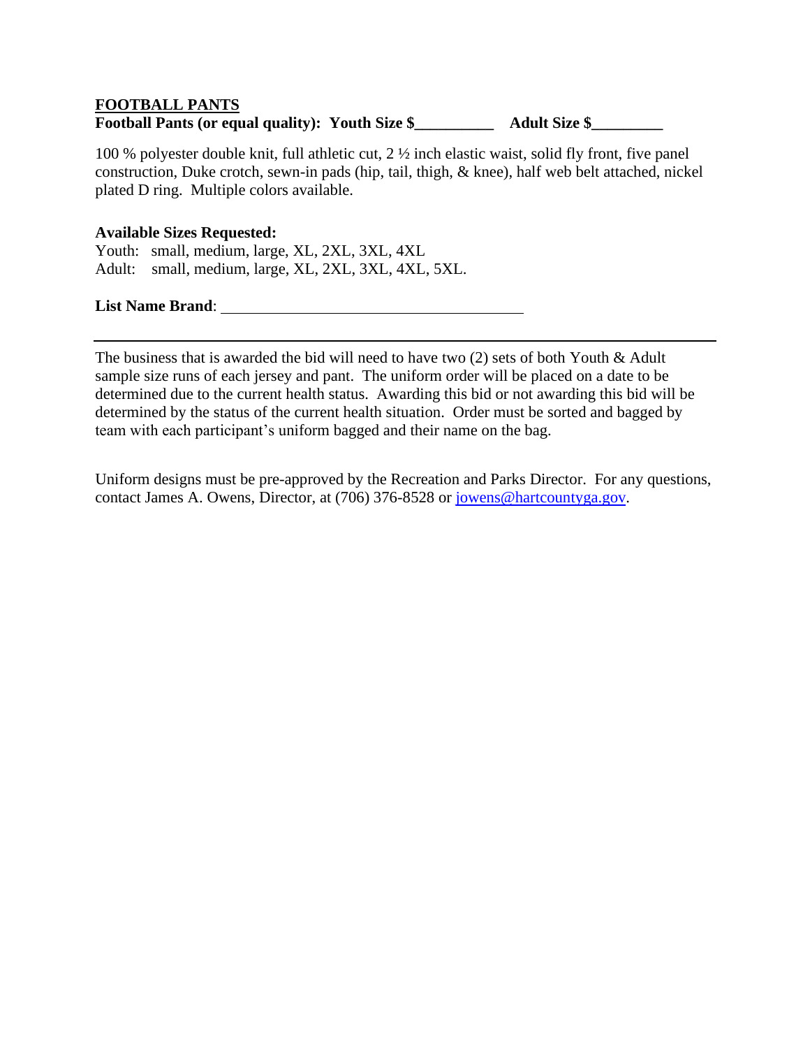**FOOTBALL PANTS**

**Football Pants (or equal quality): Youth Size $__________ Adult Size $_________**

100 % polyester double knit, full athletic cut, 2 ½ inch elastic waist, solid fly front, five panel construction, Duke crotch, sewn-in pads (hip, tail, thigh, & knee), half web belt attached, nickel plated D ring. Multiple colors available.

**Available Sizes Requested:**

Youth: small, medium, large, XL, 2XL, 3XL, 4XL

Adult: small, medium, large, XL, 2XL, 3XL, 4XL, 5XL.

**List Name Brand**: ______________________________________

---

The business that is awarded the bid will need to have two (2) sets of both Youth & Adult sample size runs of each jersey and pant. The uniform order will be placed on a date to be determined due to the current health status. Awarding this bid or not awarding this bid will be determined by the status of the current health situation. Order must be sorted and bagged by team with each participant's uniform bagged and their name on the bag.

Uniform designs must be pre-approved by the Recreation and Parks Director. For any questions, contact James A. Owens, Director, at (706) 376-8528 or jowens@hartcountyga.gov.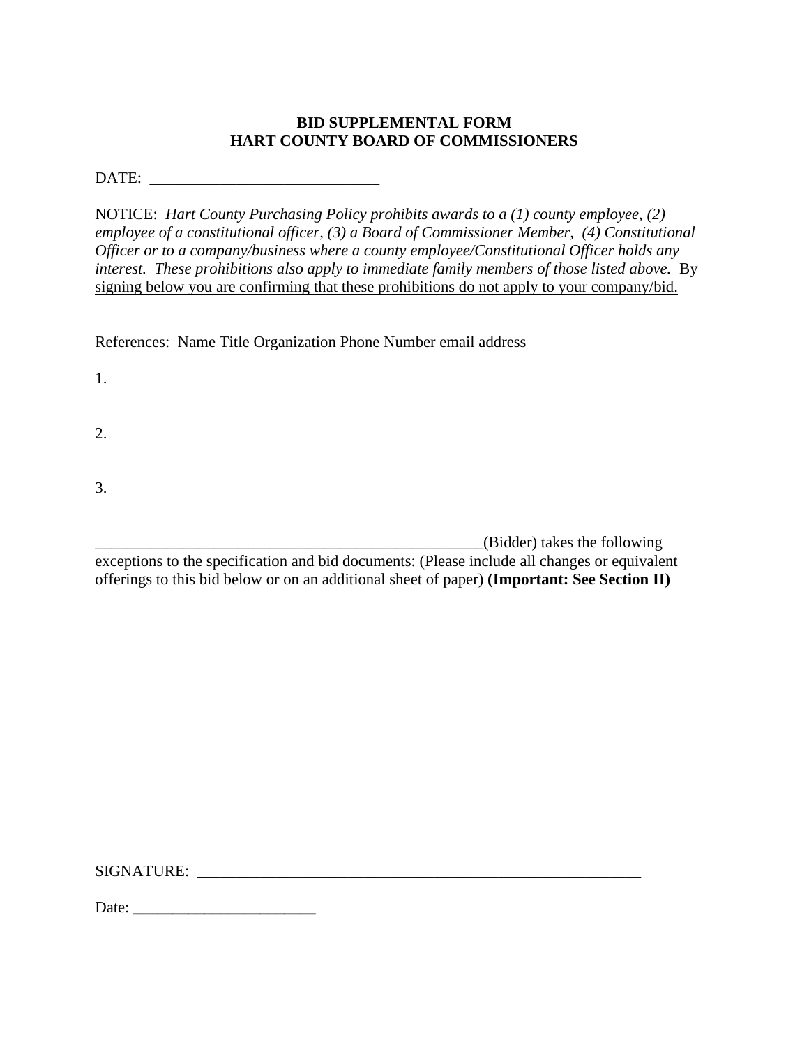**BID SUPPLEMENTAL FORM**
**HART COUNTY BOARD OF COMMISSIONERS**

DATE: ____________________________

NOTICE: *Hart County Purchasing Policy prohibits awards to a (1) county employee, (2) employee of a constitutional officer, (3) a Board of Commissioner Member, (4) Constitutional Officer or to a company/business where a county employee/Constitutional Officer holds any interest. These prohibitions also apply to immediate family members of those listed above.* <u>By signing below you are confirming that these prohibitions do not apply to your company/bid.</u>

References: Name Title Organization Phone Number email address

1.

2.

3.

__________________________________________________(Bidder) takes the following exceptions to the specification and bid documents: (Please include all changes or equivalent offerings to this bid below or on an additional sheet of paper) **(Important: See Section II)**

SIGNATURE: _________________________________________________________

Date: _______________________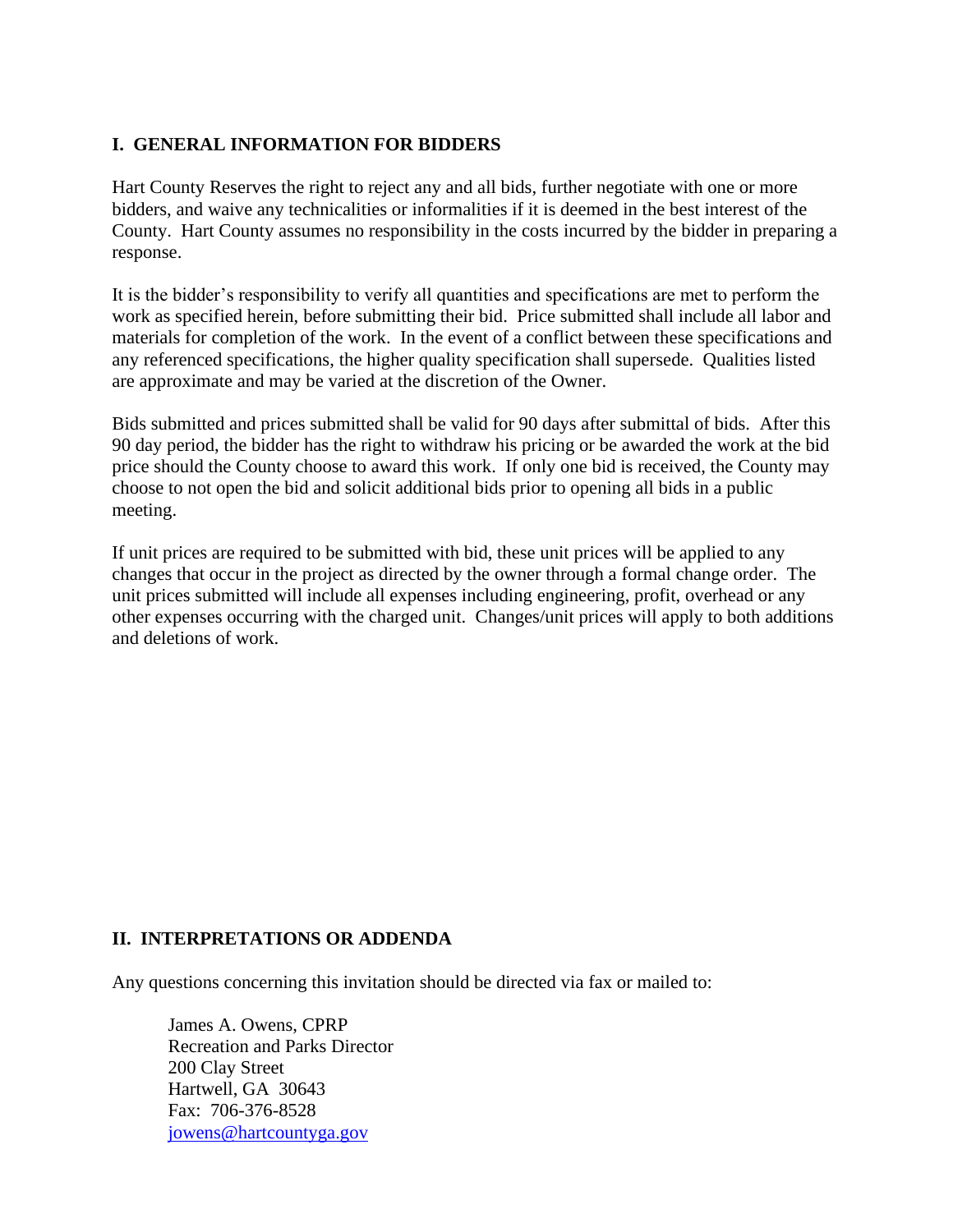## I. GENERAL INFORMATION FOR BIDDERS

Hart County Reserves the right to reject any and all bids, further negotiate with one or more bidders, and waive any technicalities or informalities if it is deemed in the best interest of the County. Hart County assumes no responsibility in the costs incurred by the bidder in preparing a response.

It is the bidder's responsibility to verify all quantities and specifications are met to perform the work as specified herein, before submitting their bid. Price submitted shall include all labor and materials for completion of the work. In the event of a conflict between these specifications and any referenced specifications, the higher quality specification shall supersede. Qualities listed are approximate and may be varied at the discretion of the Owner.

Bids submitted and prices submitted shall be valid for 90 days after submittal of bids. After this 90 day period, the bidder has the right to withdraw his pricing or be awarded the work at the bid price should the County choose to award this work. If only one bid is received, the County may choose to not open the bid and solicit additional bids prior to opening all bids in a public meeting.

If unit prices are required to be submitted with bid, these unit prices will be applied to any changes that occur in the project as directed by the owner through a formal change order. The unit prices submitted will include all expenses including engineering, profit, overhead or any other expenses occurring with the charged unit. Changes/unit prices will apply to both additions and deletions of work.

## II. INTERPRETATIONS OR ADDENDA

Any questions concerning this invitation should be directed via fax or mailed to:

James A. Owens, CPRP  
Recreation and Parks Director  
200 Clay Street  
Hartwell, GA 30643  
Fax: 706-376-8528  
jowens@hartcountyga.gov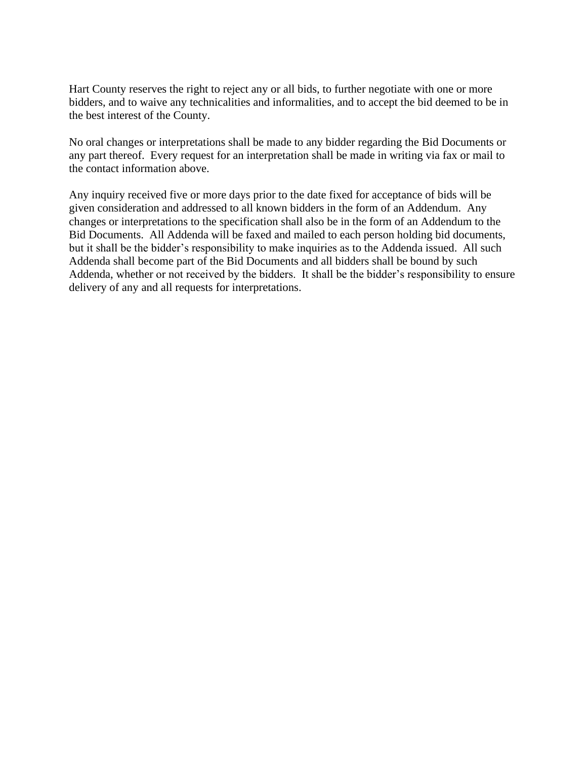Hart County reserves the right to reject any or all bids, to further negotiate with one or more bidders, and to waive any technicalities and informalities, and to accept the bid deemed to be in the best interest of the County.

No oral changes or interpretations shall be made to any bidder regarding the Bid Documents or any part thereof. Every request for an interpretation shall be made in writing via fax or mail to the contact information above.

Any inquiry received five or more days prior to the date fixed for acceptance of bids will be given consideration and addressed to all known bidders in the form of an Addendum. Any changes or interpretations to the specification shall also be in the form of an Addendum to the Bid Documents. All Addenda will be faxed and mailed to each person holding bid documents, but it shall be the bidder's responsibility to make inquiries as to the Addenda issued. All such Addenda shall become part of the Bid Documents and all bidders shall be bound by such Addenda, whether or not received by the bidders. It shall be the bidder's responsibility to ensure delivery of any and all requests for interpretations.